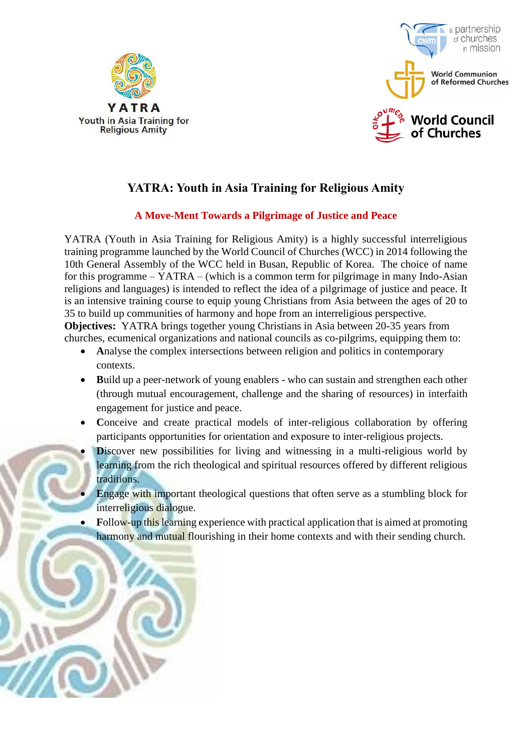YATRA

Youth in Asia Training for Religious Amity

a partnership of churches in mission

World Communion of Reformed Churches

World Council of Churches

# YATRA: Youth in Asia Training for Religious Amity

## A Move-Ment Towards a Pilgrimage of Justice and Peace

YATRA (Youth in Asia Training for Religious Amity) is a highly successful interreligious training programme launched by the World Council of Churches (WCC) in 2014 following the 10th General Assembly of the WCC held in Busan, Republic of Korea. The choice of name for this programme – YATRA – (which is a common term for pilgrimage in many Indo-Asian religions and languages) is intended to reflect the idea of a pilgrimage of justice and peace. It is an intensive training course to equip young Christians from Asia between the ages of 20 to 35 to build up communities of harmony and hope from an interreligious perspective.

**Objectives:** YATRA brings together young Christians in Asia between 20-35 years from churches, ecumenical organizations and national councils as co-pilgrims, equipping them to:

- **A**nalyse the complex intersections between religion and politics in contemporary contexts.
- **B**uild up a peer-network of young enablers - who can sustain and strengthen each other (through mutual encouragement, challenge and the sharing of resources) in interfaith engagement for justice and peace.
- **C**onceive and create practical models of inter-religious collaboration by offering participants opportunities for orientation and exposure to inter-religious projects.
- **D**iscover new possibilities for living and witnessing in a multi-religious world by learning from the rich theological and spiritual resources offered by different religious traditions.
- **E**ngage with important theological questions that often serve as a stumbling block for interreligious dialogue.
- **F**ollow-up this learning experience with practical application that is aimed at promoting harmony and mutual flourishing in their home contexts and with their sending church.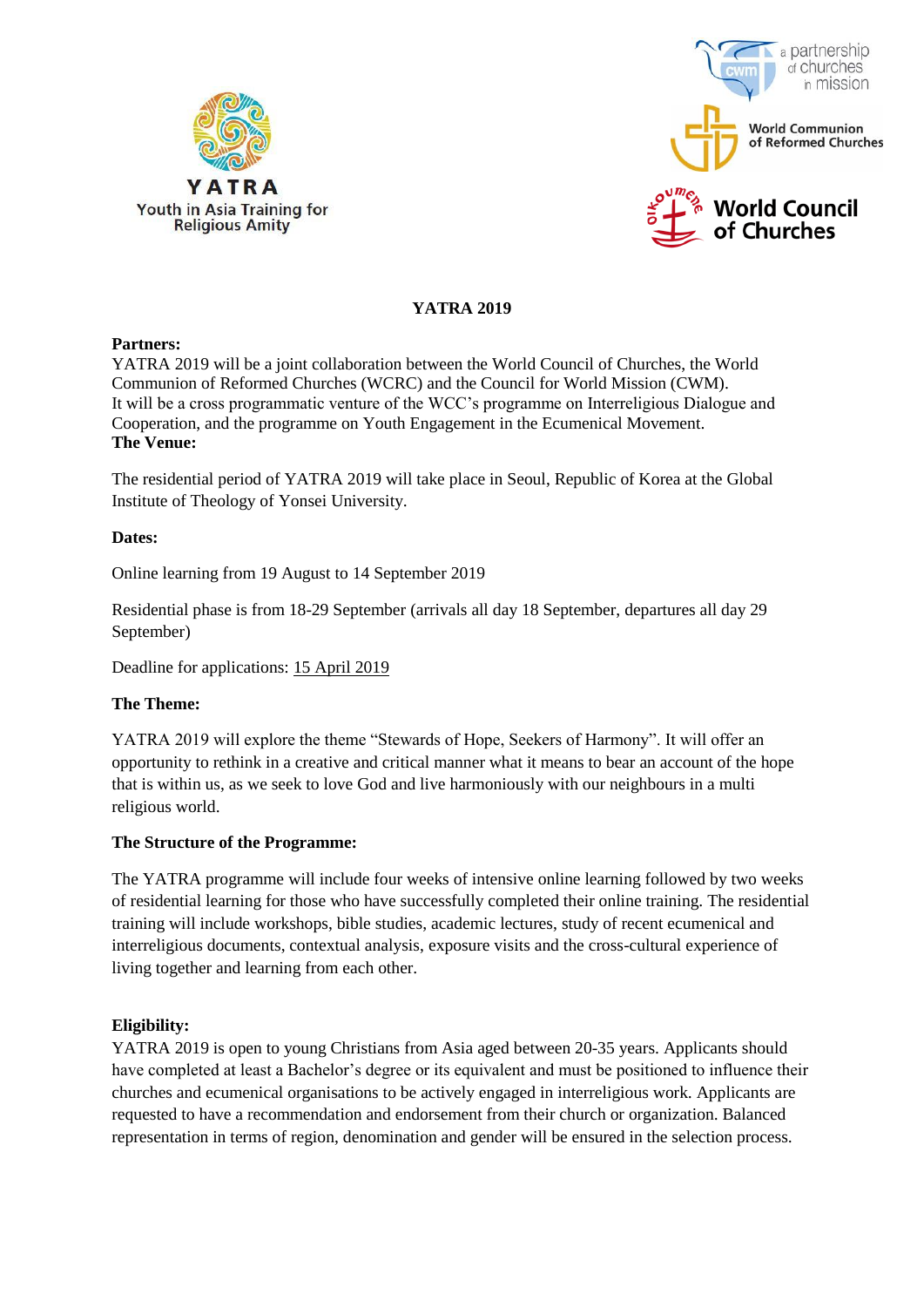YATRA

Youth in Asia Training for Religious Amity

a partnership of churches in mission

World Communion of Reformed Churches

World Council of Churches

## YATRA 2019

**Partners:**
YATRA 2019 will be a joint collaboration between the World Council of Churches, the World Communion of Reformed Churches (WCRC) and the Council for World Mission (CWM). It will be a cross programmatic venture of the WCC's programme on Interreligious Dialogue and Cooperation, and the programme on Youth Engagement in the Ecumenical Movement.

**The Venue:**

The residential period of YATRA 2019 will take place in Seoul, Republic of Korea at the Global Institute of Theology of Yonsei University.

**Dates:**

Online learning from 19 August to 14 September 2019

Residential phase is from 18-29 September (arrivals all day 18 September, departures all day 29 September)

Deadline for applications: 15 April 2019

**The Theme:**

YATRA 2019 will explore the theme "Stewards of Hope, Seekers of Harmony". It will offer an opportunity to rethink in a creative and critical manner what it means to bear an account of the hope that is within us, as we seek to love God and live harmoniously with our neighbours in a multi religious world.

**The Structure of the Programme:**

The YATRA programme will include four weeks of intensive online learning followed by two weeks of residential learning for those who have successfully completed their online training. The residential training will include workshops, bible studies, academic lectures, study of recent ecumenical and interreligious documents, contextual analysis, exposure visits and the cross-cultural experience of living together and learning from each other.

**Eligibility:**
YATRA 2019 is open to young Christians from Asia aged between 20-35 years. Applicants should have completed at least a Bachelor's degree or its equivalent and must be positioned to influence their churches and ecumenical organisations to be actively engaged in interreligious work. Applicants are requested to have a recommendation and endorsement from their church or organization. Balanced representation in terms of region, denomination and gender will be ensured in the selection process.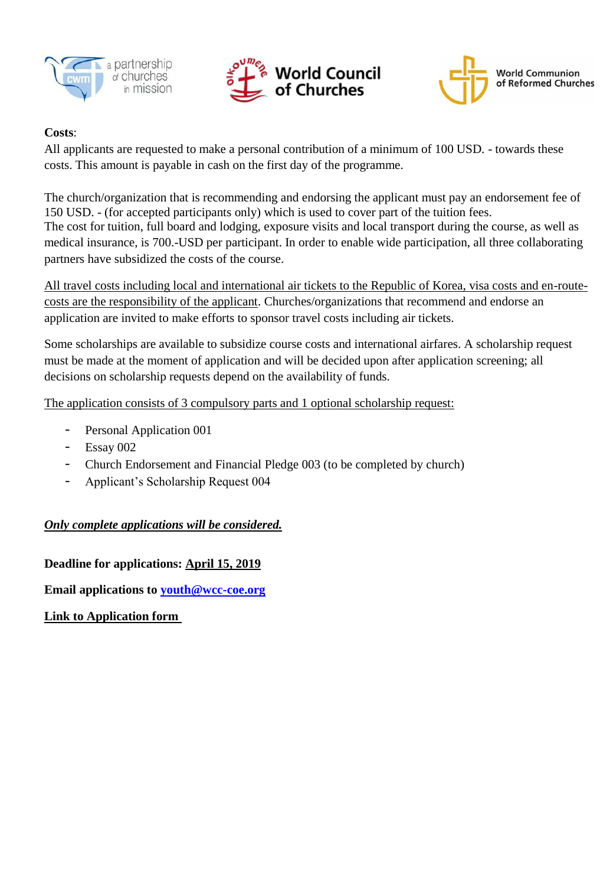**Costs**:
All applicants are requested to make a personal contribution of a minimum of 100 USD. - towards these costs. This amount is payable in cash on the first day of the programme.

The church/organization that is recommending and endorsing the applicant must pay an endorsement fee of 150 USD. - (for accepted participants only) which is used to cover part of the tuition fees.
The cost for tuition, full board and lodging, exposure visits and local transport during the course, as well as medical insurance, is 700.-USD per participant. In order to enable wide participation, all three collaborating partners have subsidized the costs of the course.

<u>All travel costs including local and international air tickets to the Republic of Korea, visa costs and en-route-costs are the responsibility of the applicant</u>. Churches/organizations that recommend and endorse an application are invited to make efforts to sponsor travel costs including air tickets.

Some scholarships are available to subsidize course costs and international airfares. A scholarship request must be made at the moment of application and will be decided upon after application screening; all decisions on scholarship requests depend on the availability of funds.

<u>The application consists of 3 compulsory parts and 1 optional scholarship request:</u>

- Personal Application 001
- Essay 002
- Church Endorsement and Financial Pledge 003 (to be completed by church)
- Applicant's Scholarship Request 004

***<u>Only complete applications will be considered.</u>***

**Deadline for applications: <u>April 15, 2019</u>**

**Email applications to [youth@wcc-coe.org](mailto:youth@wcc-coe.org)**

**<u>Link to Application form</u>**